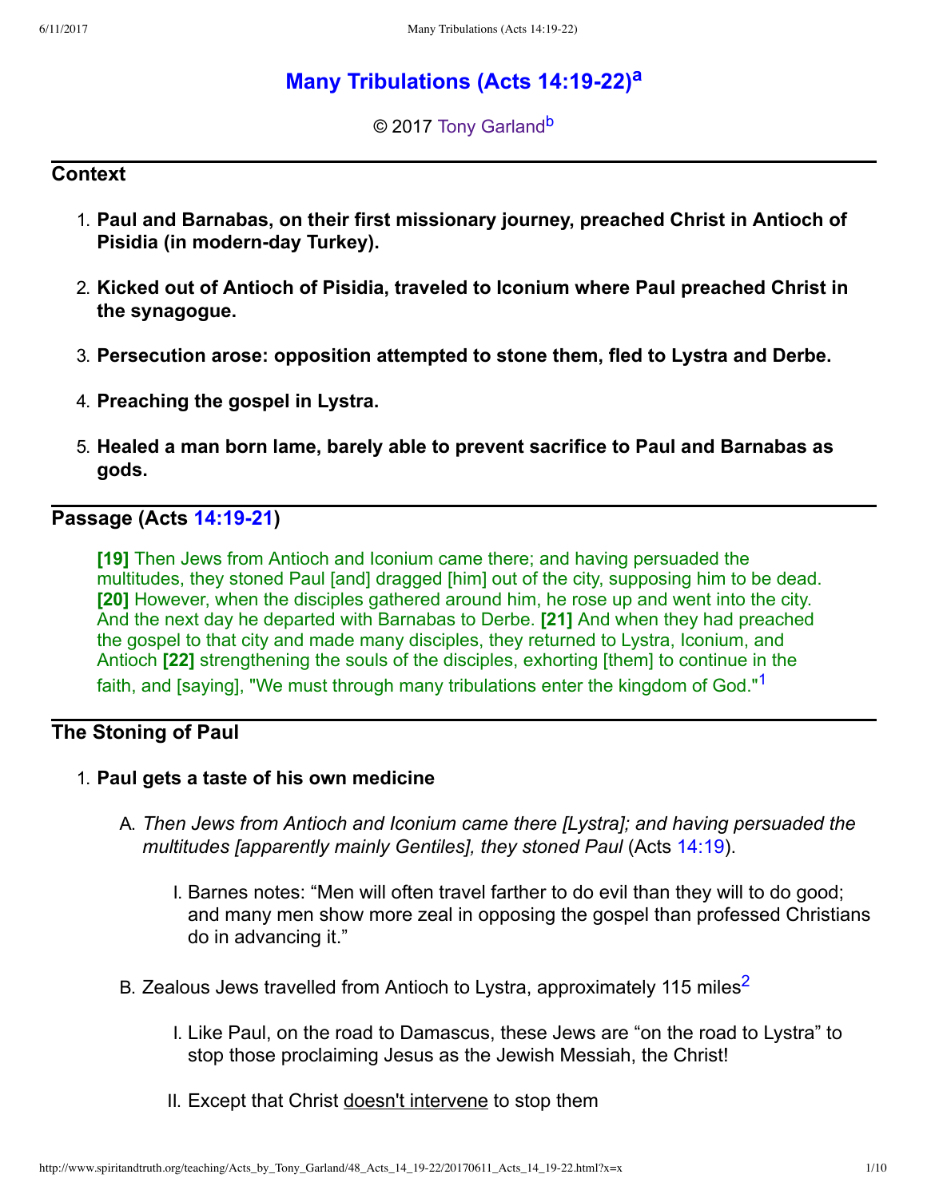# Many Tributations (Acts 14:19-22)[a]

© 2017 Tony Garland[b]

## Context

1. **Paul and Barnabas, on their first missionary journey, preached Christ in Antioch of Pisidia (in modern-day Turkey).**
2. **Kicked out of Antioch of Pisidia, traveled to Iconium where Paul preached Christ in the synagogue.**
3. **Persecution arose: opposition attempted to stone them, fled to Lystra and Derbe.**
4. **Preaching the gospel in Lystra.**
5. **Healed a man born lame, barely able to prevent sacrifice to Paul and Barnabas as gods.**

## Passage (Acts 14:19-21)

**[19]** Then Jews from Antioch and Iconium came there; and having persuaded the multitudes, they stoned Paul [and] dragged [him] out of the city, supposing him to be dead. **[20]** However, when the disciples gathered around him, he rose up and went into the city. And the next day he departed with Barnabas to Derbe. **[21]** And when they had preached the gospel to that city and made many disciples, they returned to Lystra, Iconium, and Antioch **[22]** strengthening the souls of the disciples, exhorting [them] to continue in the faith, and [saying], "We must through many tribulations enter the kingdom of God."[1]

## The Stoning of Paul

1. **Paul gets a taste of his own medicine**
   - A. *Then Jews from Antioch and Iconium came there [Lystra]; and having persuaded the multitudes [apparently mainly Gentiles], they stoned Paul* (Acts 14:19).
     - I. Barnes notes: "Men will often travel farther to do evil than they will to do good; and many men show more zeal in opposing the gospel than professed Christians do in advancing it."
   - B. Zealous Jews travelled from Antioch to Lystra, approximately 115 miles[2]
     - I. Like Paul, on the road to Damascus, these Jews are "on the road to Lystra" to stop those proclaiming Jesus as the Jewish Messiah, the Christ!
     - II. Except that Christ doesn't intervene to stop them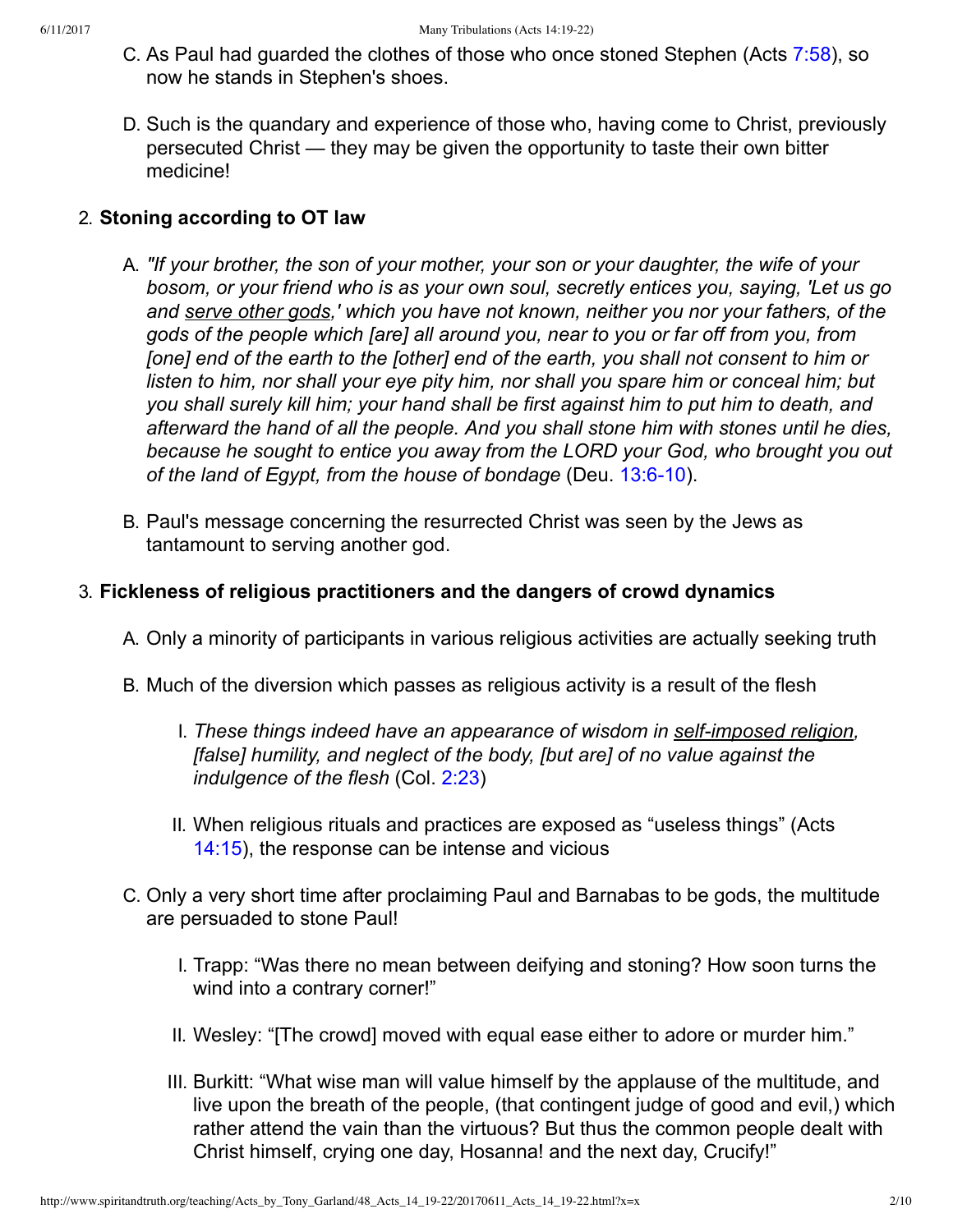C. As Paul had guarded the clothes of those who once stoned Stephen (Acts 7:58), so now he stands in Stephen's shoes.

D. Such is the quandary and experience of those who, having come to Christ, previously persecuted Christ — they may be given the opportunity to taste their own bitter medicine!

2. **Stoning according to OT law**

   A. *"If your brother, the son of your mother, your son or your daughter, the wife of your bosom, or your friend who is as your own soul, secretly entices you, saying, 'Let us go and serve other gods,' which you have not known, neither you nor your fathers, of the gods of the people which [are] all around you, near to you or far off from you, from [one] end of the earth to the [other] end of the earth, you shall not consent to him or listen to him, nor shall your eye pity him, nor shall you spare him or conceal him; but you shall surely kill him; your hand shall be first against him to put him to death, and afterward the hand of all the people. And you shall stone him with stones until he dies, because he sought to entice you away from the LORD your God, who brought you out of the land of Egypt, from the house of bondage* (Deu. 13:6-10).

   B. Paul's message concerning the resurrected Christ was seen by the Jews as tantamount to serving another god.

3. **Fickleness of religious practitioners and the dangers of crowd dynamics**

   A. Only a minority of participants in various religious activities are actually seeking truth

   B. Much of the diversion which passes as religious activity is a result of the flesh

      I. *These things indeed have an appearance of wisdom in self-imposed religion, [false] humility, and neglect of the body, [but are] of no value against the indulgence of the flesh* (Col. 2:23)

      II. When religious rituals and practices are exposed as "useless things" (Acts 14:15), the response can be intense and vicious

   C. Only a very short time after proclaiming Paul and Barnabas to be gods, the multitude are persuaded to stone Paul!

      I. Trapp: "Was there no mean between deifying and stoning? How soon turns the wind into a contrary corner!"

      II. Wesley: "[The crowd] moved with equal ease either to adore or murder him."

      III. Burkitt: "What wise man will value himself by the applause of the multitude, and live upon the breath of the people, (that contingent judge of good and evil,) which rather attend the vain than the virtuous? But thus the common people dealt with Christ himself, crying one day, Hosanna! and the next day, Crucify!"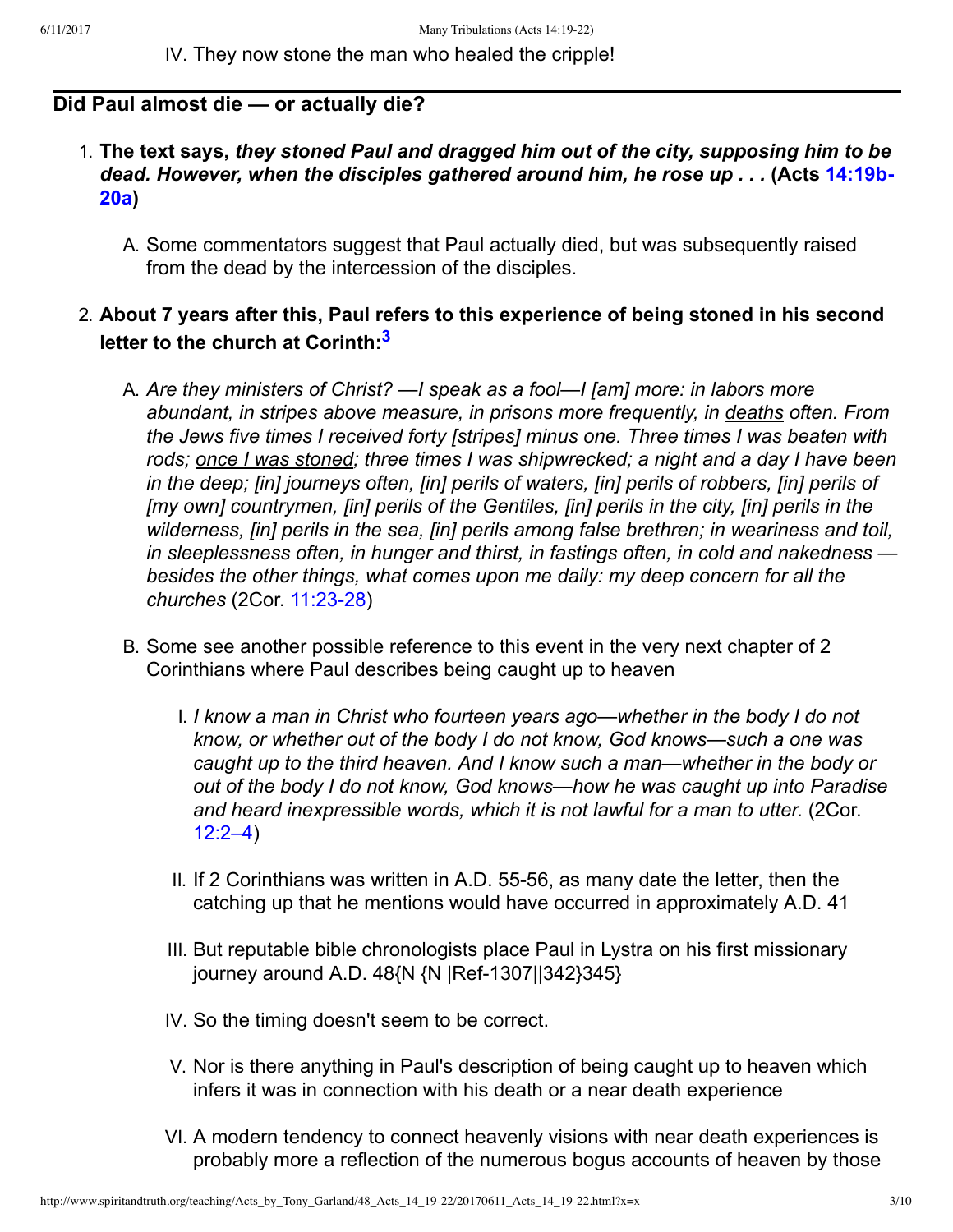IV. They now stone the man who healed the cripple!

## Did Paul almost die — or actually die?

1. **The text says, *they stoned Paul and dragged him out of the city, supposing him to be dead. However, when the disciples gathered around him, he rose up . . .* (Acts 14:19b-20a)**

    A. Some commentators suggest that Paul actually died, but was subsequently raised from the dead by the intercession of the disciples.

2. **About 7 years after this, Paul refers to this experience of being stoned in his second letter to the church at Corinth:[3]**

    A. *Are they ministers of Christ? —I speak as a fool—I [am] more: in labors more abundant, in stripes above measure, in prisons more frequently, in deaths often. From the Jews five times I received forty [stripes] minus one. Three times I was beaten with rods; once I was stoned; three times I was shipwrecked; a night and a day I have been in the deep; [in] journeys often, [in] perils of waters, [in] perils of robbers, [in] perils of [my own] countrymen, [in] perils of the Gentiles, [in] perils in the city, [in] perils in the wilderness, [in] perils in the sea, [in] perils among false brethren; in weariness and toil, in sleeplessness often, in hunger and thirst, in fastings often, in cold and nakedness — besides the other things, what comes upon me daily: my deep concern for all the churches* (2Cor. 11:23-28)

    B. Some see another possible reference to this event in the very next chapter of 2 Corinthians where Paul describes being caught up to heaven

        I. *I know a man in Christ who fourteen years ago—whether in the body I do not know, or whether out of the body I do not know, God knows—such a one was caught up to the third heaven. And I know such a man—whether in the body or out of the body I do not know, God knows—how he was caught up into Paradise and heard inexpressible words, which it is not lawful for a man to utter.* (2Cor. 12:2–4)

        II. If 2 Corinthians was written in A.D. 55-56, as many date the letter, then the catching up that he mentions would have occurred in approximately A.D. 41

        III. But reputable bible chronologists place Paul in Lystra on his first missionary journey around A.D. 48{N {N |Ref-1307||342}345}

        IV. So the timing doesn't seem to be correct.

        V. Nor is there anything in Paul's description of being caught up to heaven which infers it was in connection with his death or a near death experience

        VI. A modern tendency to connect heavenly visions with near death experiences is probably more a reflection of the numerous bogus accounts of heaven by those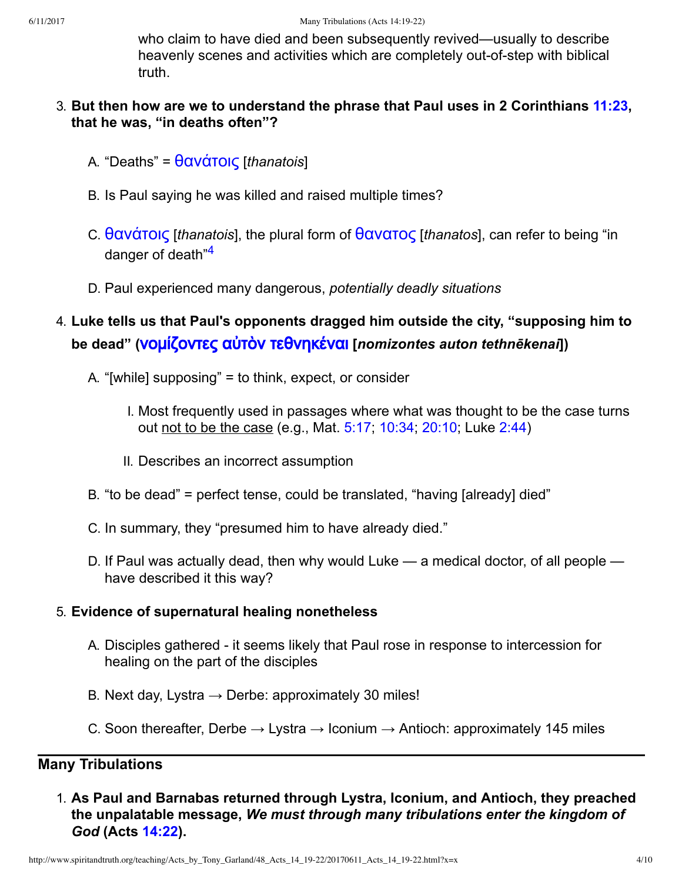who claim to have died and been subsequently revived—usually to describe heavenly scenes and activities which are completely out-of-step with biblical truth.

3. **But then how are we to understand the phrase that Paul uses in 2 Corinthians 11:23, that he was, "in deaths often"?**

   A. "Deaths" = θανάτοις [*thanatois*]

   B. Is Paul saying he was killed and raised multiple times?

   C. θανάτοις [*thanatois*], the plural form of θανατος [*thanatos*], can refer to being "in danger of death"[4]

   D. Paul experienced many dangerous, *potentially deadly situations*

4. **Luke tells us that Paul's opponents dragged him outside the city, "supposing him to be dead" (νομίζοντες αὐτὸν τεθνηκέναι [*nomizontes auton tethnēkenai*])**

   A. "[while] supposing" = to think, expect, or consider

      I. Most frequently used in passages where what was thought to be the case turns out not to be the case (e.g., Mat. 5:17; 10:34; 20:10; Luke 2:44)

      II. Describes an incorrect assumption

   B. "to be dead" = perfect tense, could be translated, "having [already] died"

   C. In summary, they "presumed him to have already died."

   D. If Paul was actually dead, then why would Luke — a medical doctor, of all people — have described it this way?

5. **Evidence of supernatural healing nonetheless**

   A. Disciples gathered - it seems likely that Paul rose in response to intercession for healing on the part of the disciples

   B. Next day, Lystra → Derbe: approximately 30 miles!

   C. Soon thereafter, Derbe → Lystra → Iconium → Antioch: approximately 145 miles

## Many Tribulations

1. **As Paul and Barnabas returned through Lystra, Iconium, and Antioch, they preached the unpalatable message, *We must through many tribulations enter the kingdom of God* (Acts 14:22).**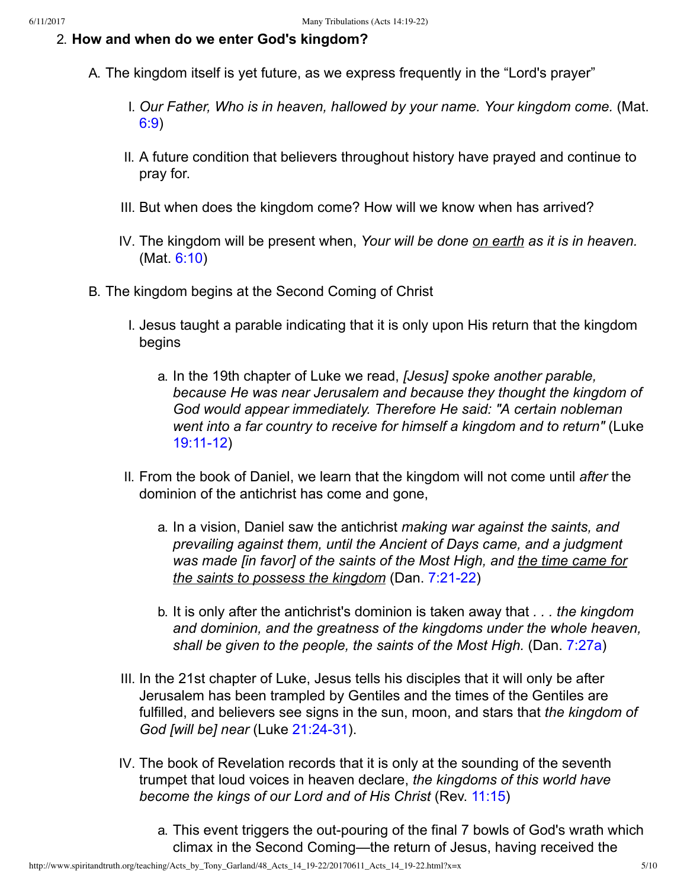2. **How and when do we enter God's kingdom?**

    A. The kingdom itself is yet future, as we express frequently in the “Lord's prayer”

        I. *Our Father, Who is in heaven, hallowed by your name. Your kingdom come.* (Mat. 6:9)

        II. A future condition that believers throughout history have prayed and continue to pray for.

        III. But when does the kingdom come? How will we know when has arrived?

        IV. The kingdom will be present when, *Your will be done* <u>*on earth*</u> *as it is in heaven.* (Mat. 6:10)

    B. The kingdom begins at the Second Coming of Christ

        I. Jesus taught a parable indicating that it is only upon His return that the kingdom begins

            a. In the 19th chapter of Luke we read, *[Jesus] spoke another parable, because He was near Jerusalem and because they thought the kingdom of God would appear immediately. Therefore He said: "A certain nobleman went into a far country to receive for himself a kingdom and to return"* (Luke 19:11-12)

        II. From the book of Daniel, we learn that the kingdom will not come until *after* the dominion of the antichrist has come and gone,

            a. In a vision, Daniel saw the antichrist *making war against the saints, and prevailing against them, until the Ancient of Days came, and a judgment was made [in favor] of the saints of the Most High, and* <u>*the time came for the saints to possess the kingdom*</u> (Dan. 7:21-22)

            b. It is only after the antichrist's dominion is taken away that *. . . the kingdom and dominion, and the greatness of the kingdoms under the whole heaven, shall be given to the people, the saints of the Most High.* (Dan. 7:27a)

        III. In the 21st chapter of Luke, Jesus tells his disciples that it will only be after Jerusalem has been trampled by Gentiles and the times of the Gentiles are fulfilled, and believers see signs in the sun, moon, and stars that *the kingdom of God [will be] near* (Luke 21:24-31).

        IV. The book of Revelation records that it is only at the sounding of the seventh trumpet that loud voices in heaven declare, *the kingdoms of this world have become the kings of our Lord and of His Christ* (Rev. 11:15)

            a. This event triggers the out-pouring of the final 7 bowls of God's wrath which climax in the Second Coming—the return of Jesus, having received the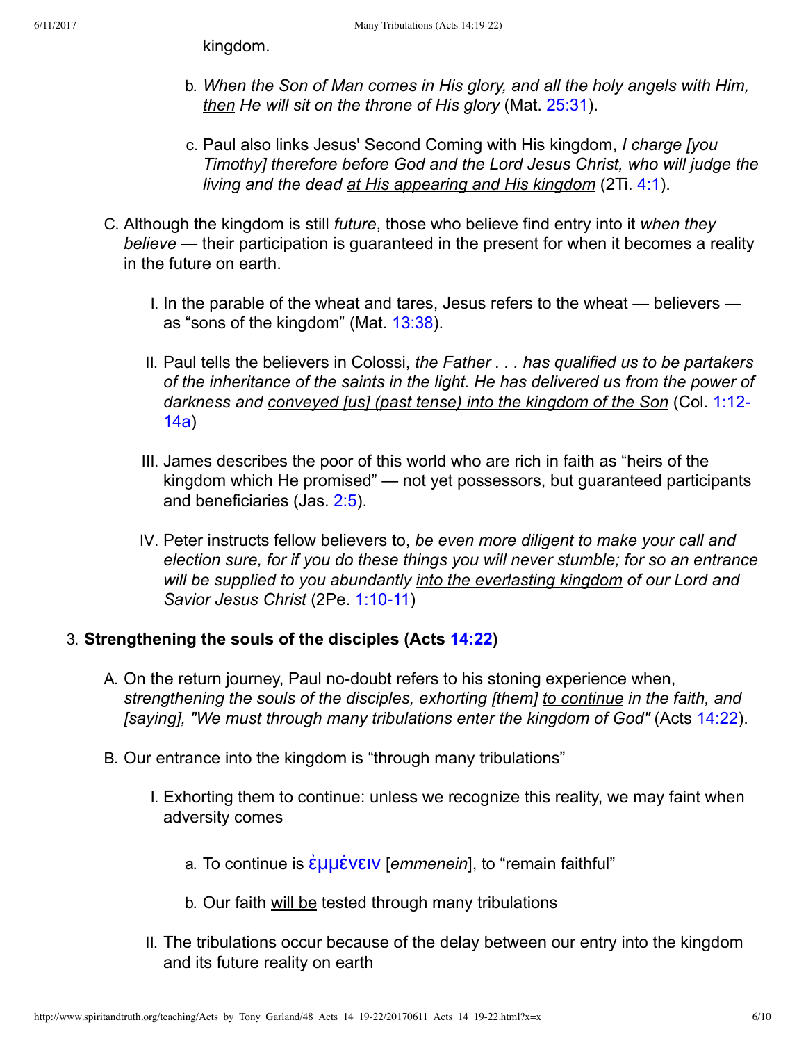kingdom.

b. *When the Son of Man comes in His glory, and all the holy angels with Him, then He will sit on the throne of His glory* (Mat. 25:31).

c. Paul also links Jesus' Second Coming with His kingdom, *I charge [you Timothy] therefore before God and the Lord Jesus Christ, who will judge the living and the dead at His appearing and His kingdom* (2Ti. 4:1).

C. Although the kingdom is still *future*, those who believe find entry into it *when they believe* — their participation is guaranteed in the present for when it becomes a reality in the future on earth.

I. In the parable of the wheat and tares, Jesus refers to the wheat — believers — as "sons of the kingdom" (Mat. 13:38).

II. Paul tells the believers in Colossi, *the Father . . . has qualified us to be partakers of the inheritance of the saints in the light. He has delivered us from the power of darkness and conveyed [us] (past tense) into the kingdom of the Son* (Col. 1:12-14a)

III. James describes the poor of this world who are rich in faith as "heirs of the kingdom which He promised" — not yet possessors, but guaranteed participants and beneficiaries (Jas. 2:5).

IV. Peter instructs fellow believers to, *be even more diligent to make your call and election sure, for if you do these things you will never stumble; for so an entrance will be supplied to you abundantly into the everlasting kingdom of our Lord and Savior Jesus Christ* (2Pe. 1:10-11)

3. **Strengthening the souls of the disciples (Acts 14:22)**

A. On the return journey, Paul no-doubt refers to his stoning experience when, *strengthening the souls of the disciples, exhorting [them] to continue in the faith, and [saying], "We must through many tribulations enter the kingdom of God"* (Acts 14:22).

B. Our entrance into the kingdom is "through many tribulations"

I. Exhorting them to continue: unless we recognize this reality, we may faint when adversity comes

a. To continue is ἐμμένειν [*emmenein*], to "remain faithful"

b. Our faith will be tested through many tribulations

II. The tribulations occur because of the delay between our entry into the kingdom and its future reality on earth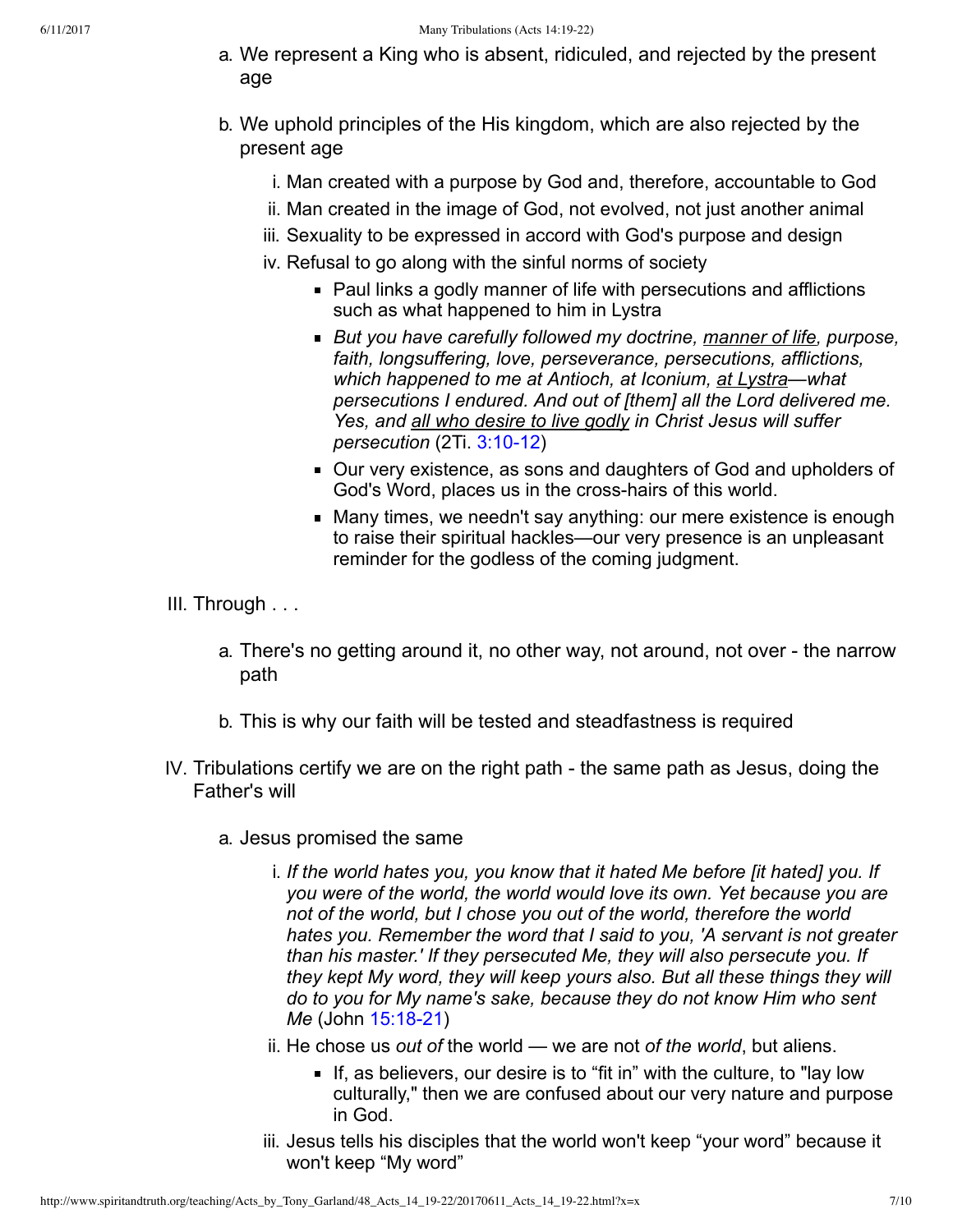a. We represent a King who is absent, ridiculed, and rejected by the present age

b. We uphold principles of the His kingdom, which are also rejected by the present age

   i. Man created with a purpose by God and, therefore, accountable to God
   ii. Man created in the image of God, not evolved, not just another animal
   iii. Sexuality to be expressed in accord with God's purpose and design
   iv. Refusal to go along with the sinful norms of society
      - Paul links a godly manner of life with persecutions and afflictions such as what happened to him in Lystra
      - *But you have carefully followed my doctrine, <u>manner of life</u>, purpose, faith, longsuffering, love, perseverance, persecutions, afflictions, which happened to me at Antioch, at Iconium, <u>at Lystra</u>—what persecutions I endured. And out of [them] all the Lord delivered me. Yes, and <u>all who desire to live godly</u> in Christ Jesus will suffer persecution* (2Ti. 3:10-12)
      - Our very existence, as sons and daughters of God and upholders of God's Word, places us in the cross-hairs of this world.
      - Many times, we needn't say anything: our mere existence is enough to raise their spiritual hackles—our very presence is an unpleasant reminder for the godless of the coming judgment.

III. Through . . .

   a. There's no getting around it, no other way, not around, not over - the narrow path

   b. This is why our faith will be tested and steadfastness is required

IV. Tribulations certify we are on the right path - the same path as Jesus, doing the Father's will

   a. Jesus promised the same

      i. *If the world hates you, you know that it hated Me before [it hated] you. If you were of the world, the world would love its own. Yet because you are not of the world, but I chose you out of the world, therefore the world hates you. Remember the word that I said to you, 'A servant is not greater than his master.' If they persecuted Me, they will also persecute you. If they kept My word, they will keep yours also. But all these things they will do to you for My name's sake, because they do not know Him who sent Me* (John 15:18-21)
      ii. He chose us *out of* the world — we are not *of the world*, but aliens.
         - If, as believers, our desire is to "fit in" with the culture, to "lay low culturally," then we are confused about our very nature and purpose in God.
      iii. Jesus tells his disciples that the world won't keep "your word" because it won't keep "My word"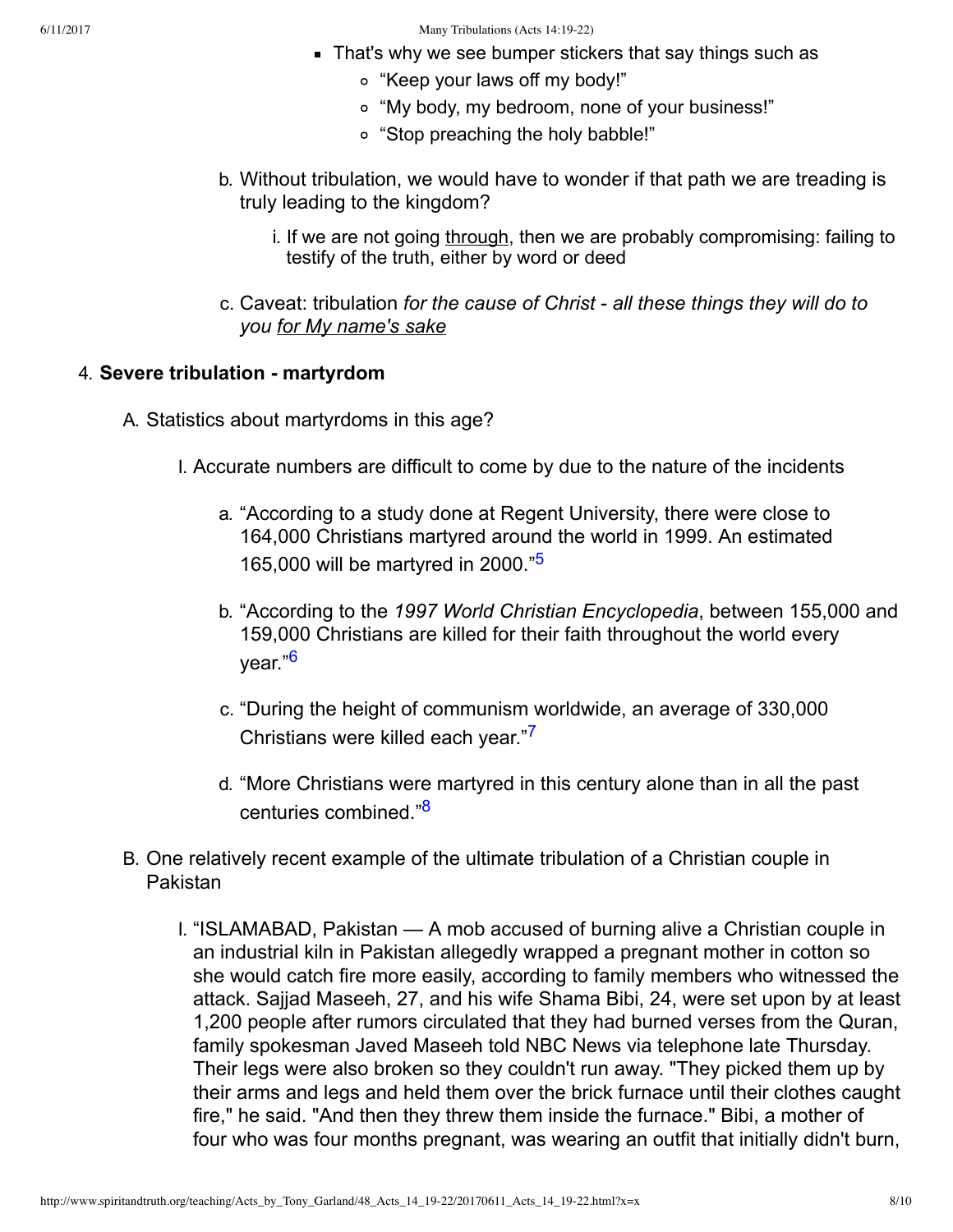- That's why we see bumper stickers that say things such as
    - “Keep your laws off my body!”
    - “My body, my bedroom, none of your business!”
    - “Stop preaching the holy babble!”

b. Without tribulation, we would have to wonder if that path we are treading is truly leading to the kingdom?

   i. If we are not going <u>through</u>, then we are probably compromising: failing to testify of the truth, either by word or deed

c. Caveat: tribulation *for the cause of Christ* - *all these things they will do to you <u>for My name's sake</u>*

4. **Severe tribulation - martyrdom**

   A. Statistics about martyrdoms in this age?

      I. Accurate numbers are difficult to come by due to the nature of the incidents

         a. “According to a study done at Regent University, there were close to 164,000 Christians martyred around the world in 1999. An estimated 165,000 will be martyred in 2000.”[5]

         b. “According to the *1997 World Christian Encyclopedia*, between 155,000 and 159,000 Christians are killed for their faith throughout the world every year.”[6]

         c. “During the height of communism worldwide, an average of 330,000 Christians were killed each year.”[7]

         d. “More Christians were martyred in this century alone than in all the past centuries combined.”[8]

   B. One relatively recent example of the ultimate tribulation of a Christian couple in Pakistan

      I. “ISLAMABAD, Pakistan — A mob accused of burning alive a Christian couple in an industrial kiln in Pakistan allegedly wrapped a pregnant mother in cotton so she would catch fire more easily, according to family members who witnessed the attack. Sajjad Maseeh, 27, and his wife Shama Bibi, 24, were set upon by at least 1,200 people after rumors circulated that they had burned verses from the Quran, family spokesman Javed Maseeh told NBC News via telephone late Thursday. Their legs were also broken so they couldn't run away. "They picked them up by their arms and legs and held them over the brick furnace until their clothes caught fire," he said. "And then they threw them inside the furnace." Bibi, a mother of four who was four months pregnant, was wearing an outfit that initially didn't burn,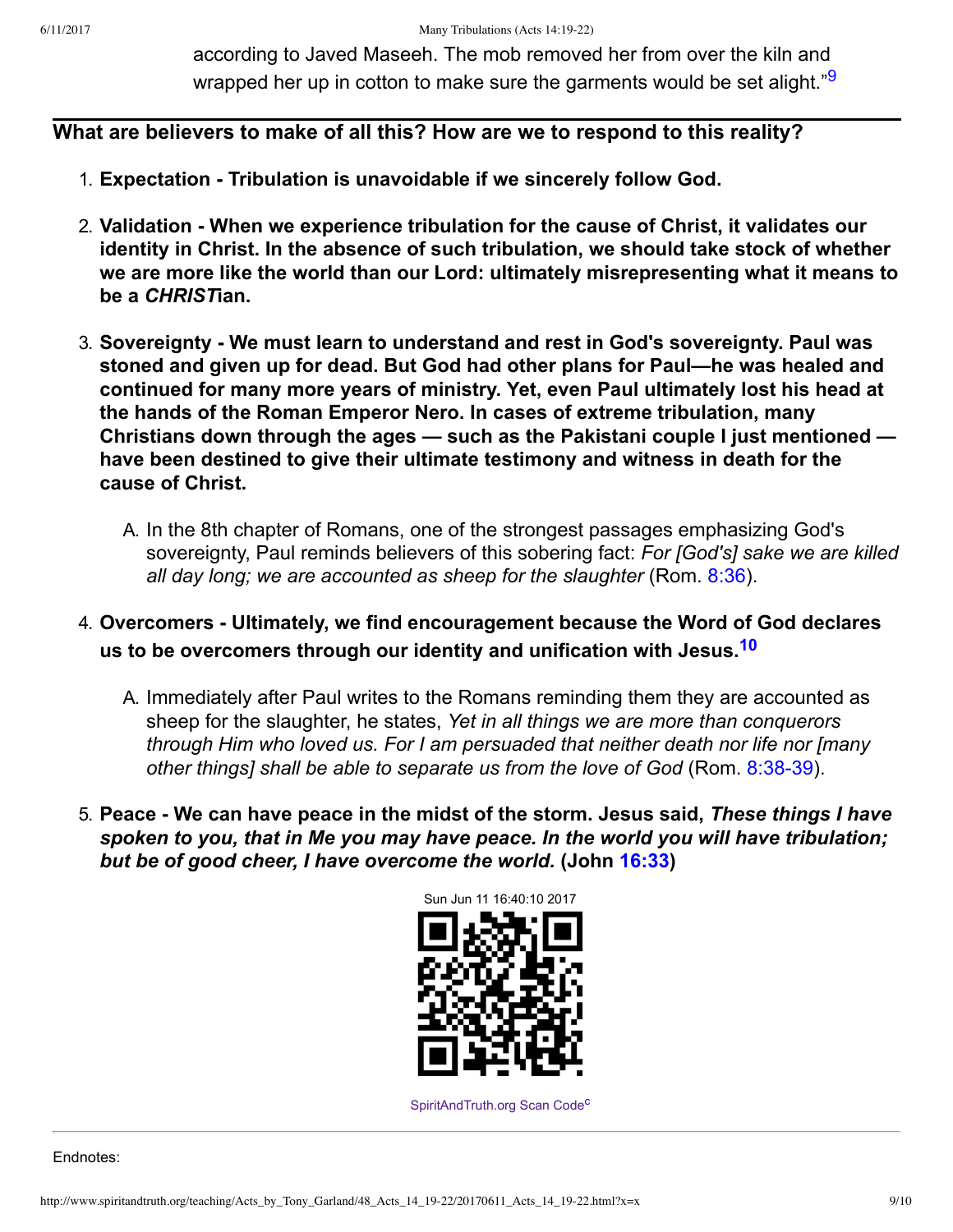according to Javed Maseeh. The mob removed her from over the kiln and wrapped her up in cotton to make sure the garments would be set alight."[9]

---

**What are believers to make of all this? How are we to respond to this reality?**

1. **Expectation - Tribulation is unavoidable if we sincerely follow God.**
2. **Validation - When we experience tribulation for the cause of Christ, it validates our identity in Christ. In the absence of such tribulation, we should take stock of whether we are more like the world than our Lord: ultimately misrepresenting what it means to be a *CHRIST*ian.**
3. **Sovereignty - We must learn to understand and rest in God's sovereignty. Paul was stoned and given up for dead. But God had other plans for Paul—he was healed and continued for many more years of ministry. Yet, even Paul ultimately lost his head at the hands of the Roman Emperor Nero. In cases of extreme tribulation, many Christians down through the ages — such as the Pakistani couple I just mentioned — have been destined to give their ultimate testimony and witness in death for the cause of Christ.**
   A. In the 8th chapter of Romans, one of the strongest passages emphasizing God's sovereignty, Paul reminds believers of this sobering fact: *For [God's] sake we are killed all day long; we are accounted as sheep for the slaughter* (Rom. 8:36).
4. **Overcomers - Ultimately, we find encouragement because the Word of God declares us to be overcomers through our identity and unification with Jesus.[10]**
   A. Immediately after Paul writes to the Romans reminding them they are accounted as sheep for the slaughter, he states, *Yet in all things we are more than conquerors through Him who loved us. For I am persuaded that neither death nor life nor [many other things] shall be able to separate us from the love of God* (Rom. 8:38-39).
5. **Peace - We can have peace in the midst of the storm. Jesus said, *These things I have spoken to you, that in Me you may have peace. In the world you will have tribulation; but be of good cheer, I have overcome the world.* (John 16:33)**

Sun Jun 11 16:40:10 2017

SpiritAndTruth.org Scan Code[c]

---

Endnotes: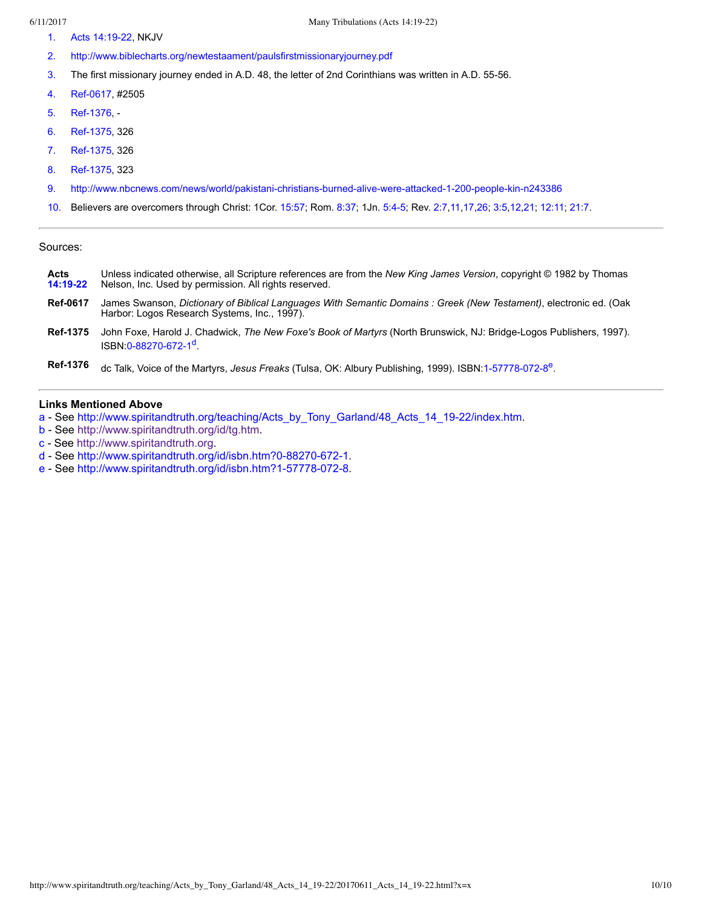1. Acts 14:19-22, NKJV
2. http://www.biblecharts.org/newtestaament/paulsfirstmissionaryjourney.pdf
3. The first missionary journey ended in A.D. 48, the letter of 2nd Corinthians was written in A.D. 55-56.
4. Ref-0617, #2505
5. Ref-1376, -
6. Ref-1375, 326
7. Ref-1375, 326
8. Ref-1375, 323
9. http://www.nbcnews.com/news/world/pakistani-christians-burned-alive-were-attacked-1-200-people-kin-n243386
10. Believers are overcomers through Christ: 1Cor. 15:57; Rom. 8:37; 1Jn. 5:4-5; Rev. 2:7,11,17,26; 3:5,12,21; 12:11; 21:7.

---

Sources:

| | |
|---|---|
| **Acts 14:19-22** | Unless indicated otherwise, all Scripture references are from the *New King James Version*, copyright © 1982 by Thomas Nelson, Inc. Used by permission. All rights reserved. |
| **Ref-0617** | James Swanson, *Dictionary of Biblical Languages With Semantic Domains : Greek (New Testament)*, electronic ed. (Oak Harbor: Logos Research Systems, Inc., 1997). |
| **Ref-1375** | John Foxe, Harold J. Chadwick, *The New Foxe's Book of Martyrs* (North Brunswick, NJ: Bridge-Logos Publishers, 1997). ISBN:0-88270-672-1[d]. |
| **Ref-1376** | dc Talk, Voice of the Martyrs, *Jesus Freaks* (Tulsa, OK: Albury Publishing, 1999). ISBN:1-57778-072-8[e]. |

---

**Links Mentioned Above**

a - See http://www.spiritandtruth.org/teaching/Acts_by_Tony_Garland/48_Acts_14_19-22/index.htm.
b - See http://www.spiritandtruth.org/id/tg.htm.
c - See http://www.spiritandtruth.org.
d - See http://www.spiritandtruth.org/id/isbn.htm?0-88270-672-1.
e - See http://www.spiritandtruth.org/id/isbn.htm?1-57778-072-8.